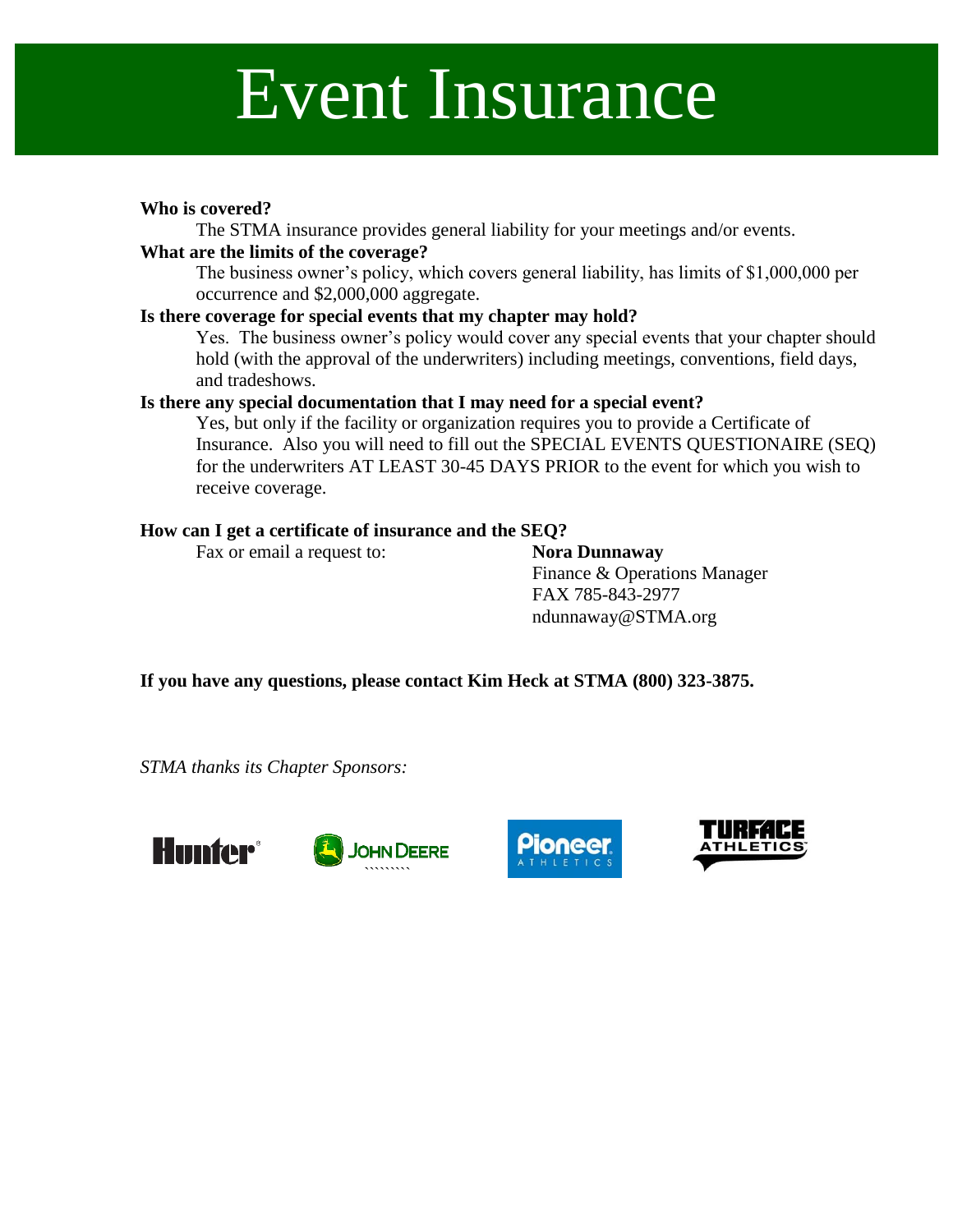# Event Insurance

**Who is covered?**

The STMA insurance provides general liability for your meetings and/or events.

**What are the limits of the coverage?**

The business owner's policy, which covers general liability, has limits of $1,000,000 per occurrence and $2,000,000 aggregate.

**Is there coverage for special events that my chapter may hold?**

Yes. The business owner's policy would cover any special events that your chapter should hold (with the approval of the underwriters) including meetings, conventions, field days, and tradeshows.

**Is there any special documentation that I may need for a special event?**

Yes, but only if the facility or organization requires you to provide a Certificate of Insurance. Also you will need to fill out the SPECIAL EVENTS QUESTIONAIRE (SEQ) for the underwriters AT LEAST 30-45 DAYS PRIOR to the event for which you wish to receive coverage.

**How can I get a certificate of insurance and the SEQ?**

Fax or email a request to:

**Nora Dunnaway**
Finance & Operations Manager
FAX 785-843-2977
ndunnaway@STMA.org

**If you have any questions, please contact Kim Heck at STMA (800) 323-3875.**

*STMA thanks its Chapter Sponsors:*

Hunter · John Deere · Pioneer Athletics · Turface Athletics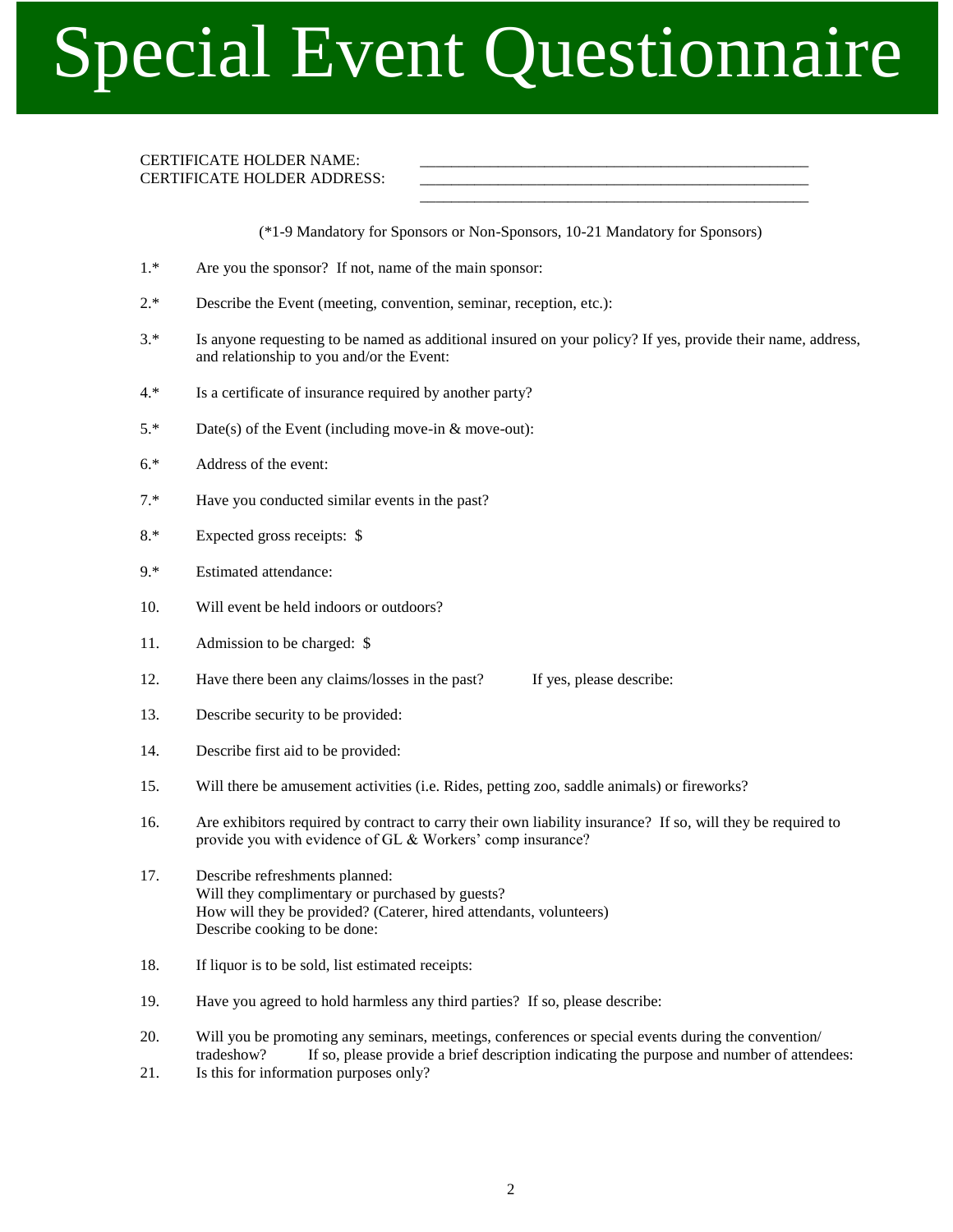# Special Event Questionnaire

CERTIFICATE HOLDER NAME: ____________________________________________________

CERTIFICATE HOLDER ADDRESS: ____________________________________________________

____________________________________________________

(*1-9 Mandatory for Sponsors or Non-Sponsors, 10-21 Mandatory for Sponsors)

1.* Are you the sponsor? If not, name of the main sponsor:

2.* Describe the Event (meeting, convention, seminar, reception, etc.):

3.* Is anyone requesting to be named as additional insured on your policy? If yes, provide their name, address, and relationship to you and/or the Event:

4.* Is a certificate of insurance required by another party?

5.* Date(s) of the Event (including move-in & move-out):

6.* Address of the event:

7.* Have you conducted similar events in the past?

8.* Expected gross receipts: $

9.* Estimated attendance:

10. Will event be held indoors or outdoors?

11. Admission to be charged: $

12. Have there been any claims/losses in the past? If yes, please describe:

13. Describe security to be provided:

14. Describe first aid to be provided:

15. Will there be amusement activities (i.e. Rides, petting zoo, saddle animals) or fireworks?

16. Are exhibitors required by contract to carry their own liability insurance? If so, will they be required to provide you with evidence of GL & Workers' comp insurance?

17. Describe refreshments planned:
Will they complimentary or purchased by guests?
How will they be provided? (Caterer, hired attendants, volunteers)
Describe cooking to be done:

18. If liquor is to be sold, list estimated receipts:

19. Have you agreed to hold harmless any third parties? If so, please describe:

20. Will you be promoting any seminars, meetings, conferences or special events during the convention/ tradeshow? If so, please provide a brief description indicating the purpose and number of attendees:

21. Is this for information purposes only?